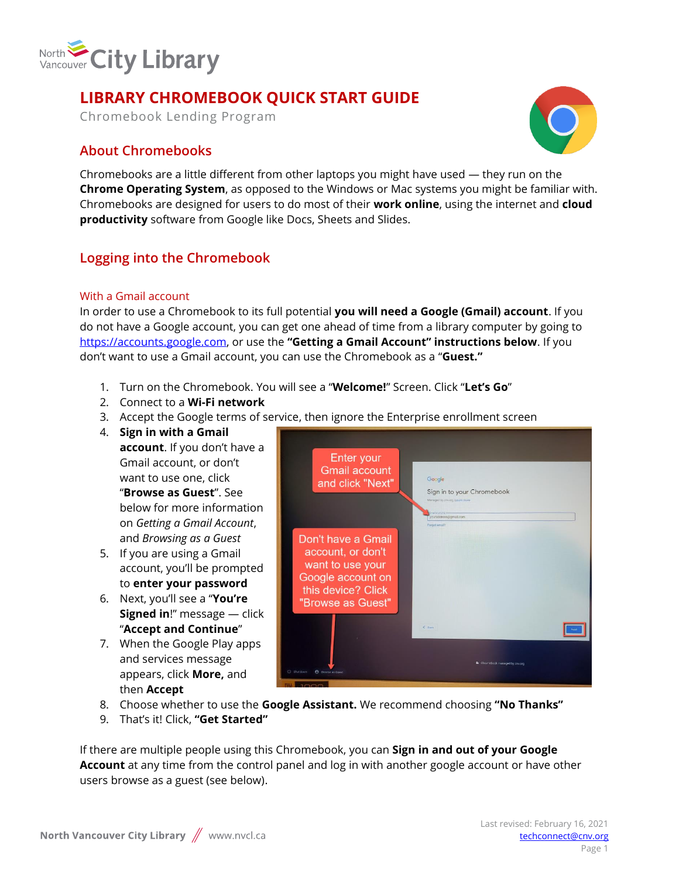North Vancouver City Library

# LIBRARY CHROMEBOOK QUICK START GUIDE

Chromebook Lending Program

## About Chromebooks

Chromebooks are a little different from other laptops you might have used — they run on the **Chrome Operating System**, as opposed to the Windows or Mac systems you might be familiar with. Chromebooks are designed for users to do most of their **work online**, using the internet and **cloud productivity** software from Google like Docs, Sheets and Slides.

## Logging into the Chromebook

### With a Gmail account

In order to use a Chromebook to its full potential **you will need a Google (Gmail) account**. If you do not have a Google account, you can get one ahead of time from a library computer by going to https://accounts.google.com, or use the **"Getting a Gmail Account" instructions below**. If you don't want to use a Gmail account, you can use the Chromebook as a "**Guest."**

1. Turn on the Chromebook. You will see a "**Welcome!**" Screen. Click "**Let's Go**"
2. Connect to a **Wi-Fi network**
3. Accept the Google terms of service, then ignore the Enterprise enrollment screen
4. **Sign in with a Gmail account**. If you don't have a Gmail account, or don't want to use one, click "**Browse as Guest**". See below for more information on *Getting a Gmail Account*, and *Browsing as a Guest*
5. If you are using a Gmail account, you'll be prompted to **enter your password**
6. Next, you'll see a "**You're Signed in**!" message — click "**Accept and Continue**"
7. When the Google Play apps and services message appears, click **More,** and then **Accept**
8. Choose whether to use the **Google Assistant.** We recommend choosing **"No Thanks"**
9. That's it! Click, **"Get Started"**

If there are multiple people using this Chromebook, you can **Sign in and out of your Google Account** at any time from the control panel and log in with another google account or have other users browse as a guest (see below).

North Vancouver City Library // www.nvcl.ca

Last revised: February 16, 2021
techconnect@cnv.org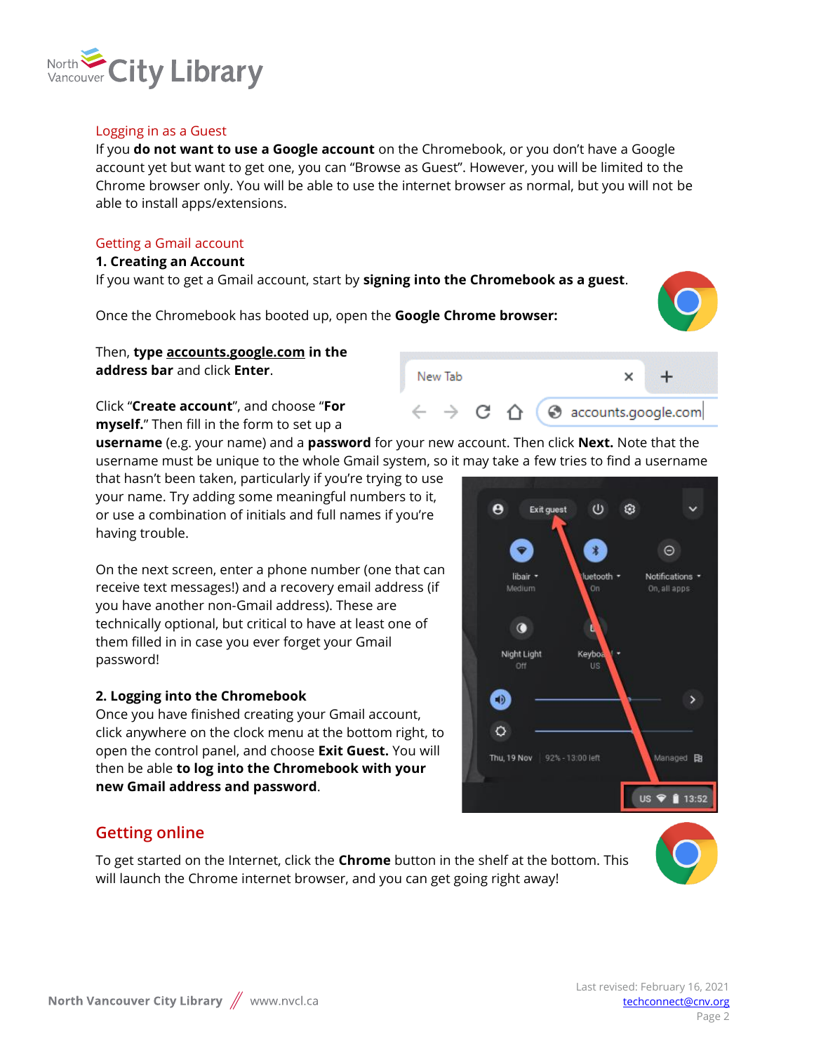## Logging in as a Guest

If you **do not want to use a Google account** on the Chromebook, or you don't have a Google account yet but want to get one, you can "Browse as Guest". However, you will be limited to the Chrome browser only. You will be able to use the internet browser as normal, but you will not be able to install apps/extensions.

## Getting a Gmail account

### 1. Creating an Account

If you want to get a Gmail account, start by **signing into the Chromebook as a guest**.

Once the Chromebook has booted up, open the **Google Chrome browser:**

Then, **type accounts.google.com in the address bar** and click **Enter**.

Click "**Create account**", and choose "**For myself.**" Then fill in the form to set up a **username** (e.g. your name) and a **password** for your new account. Then click **Next.** Note that the username must be unique to the whole Gmail system, so it may take a few tries to find a username that hasn't been taken, particularly if you're trying to use your name. Try adding some meaningful numbers to it, or use a combination of initials and full names if you're having trouble.

On the next screen, enter a phone number (one that can receive text messages!) and a recovery email address (if you have another non-Gmail address). These are technically optional, but critical to have at least one of them filled in in case you ever forget your Gmail password!

### 2. Logging into the Chromebook

Once you have finished creating your Gmail account, click anywhere on the clock menu at the bottom right, to open the control panel, and choose **Exit Guest.** You will then be able **to log into the Chromebook with your new Gmail address and password**.

## Getting online

To get started on the Internet, click the **Chrome** button in the shelf at the bottom. This will launch the Chrome internet browser, and you can get going right away!

Last revised: February 16, 2021
techconnect@cnv.org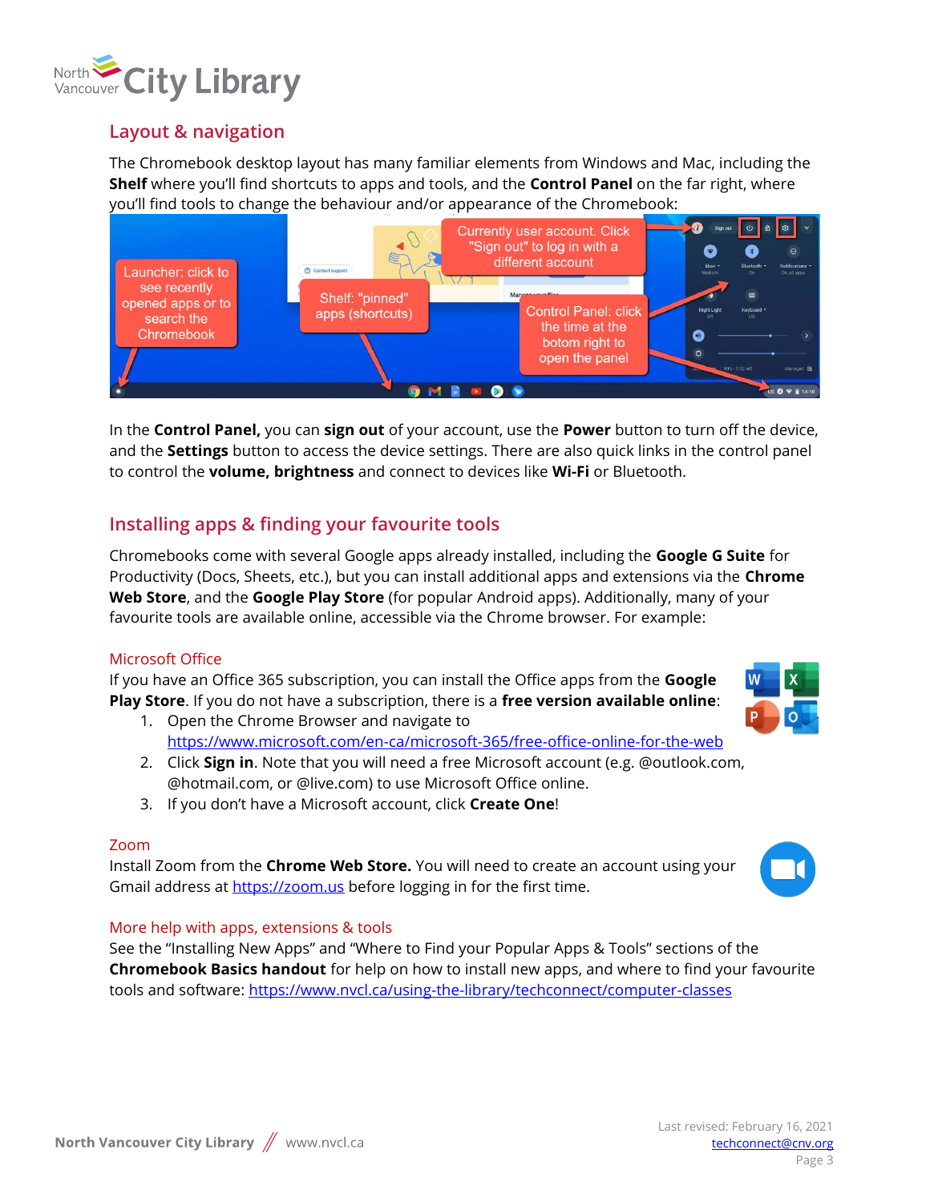## Layout & navigation

The Chromebook desktop layout has many familiar elements from Windows and Mac, including the **Shelf** where you'll find shortcuts to apps and tools, and the **Control Panel** on the far right, where you'll find tools to change the behaviour and/or appearance of the Chromebook:

In the **Control Panel,** you can **sign out** of your account, use the **Power** button to turn off the device, and the **Settings** button to access the device settings. There are also quick links in the control panel to control the **volume, brightness** and connect to devices like **Wi-Fi** or Bluetooth.

## Installing apps & finding your favourite tools

Chromebooks come with several Google apps already installed, including the **Google G Suite** for Productivity (Docs, Sheets, etc.), but you can install additional apps and extensions via the **Chrome Web Store**, and the **Google Play Store** (for popular Android apps). Additionally, many of your favourite tools are available online, accessible via the Chrome browser. For example:

### Microsoft Office

If you have an Office 365 subscription, you can install the Office apps from the **Google Play Store**. If you do not have a subscription, there is a **free version available online**:

1. Open the Chrome Browser and navigate to https://www.microsoft.com/en-ca/microsoft-365/free-office-online-for-the-web
2. Click **Sign in**. Note that you will need a free Microsoft account (e.g. @outlook.com, @hotmail.com, or @live.com) to use Microsoft Office online.
3. If you don't have a Microsoft account, click **Create One**!

### Zoom

Install Zoom from the **Chrome Web Store.** You will need to create an account using your Gmail address at https://zoom.us before logging in for the first time.

### More help with apps, extensions & tools

See the "Installing New Apps" and "Where to Find your Popular Apps & Tools" sections of the **Chromebook Basics handout** for help on how to install new apps, and where to find your favourite tools and software: https://www.nvcl.ca/using-the-library/techconnect/computer-classes

Last revised: February 16, 2021
techconnect@cnv.org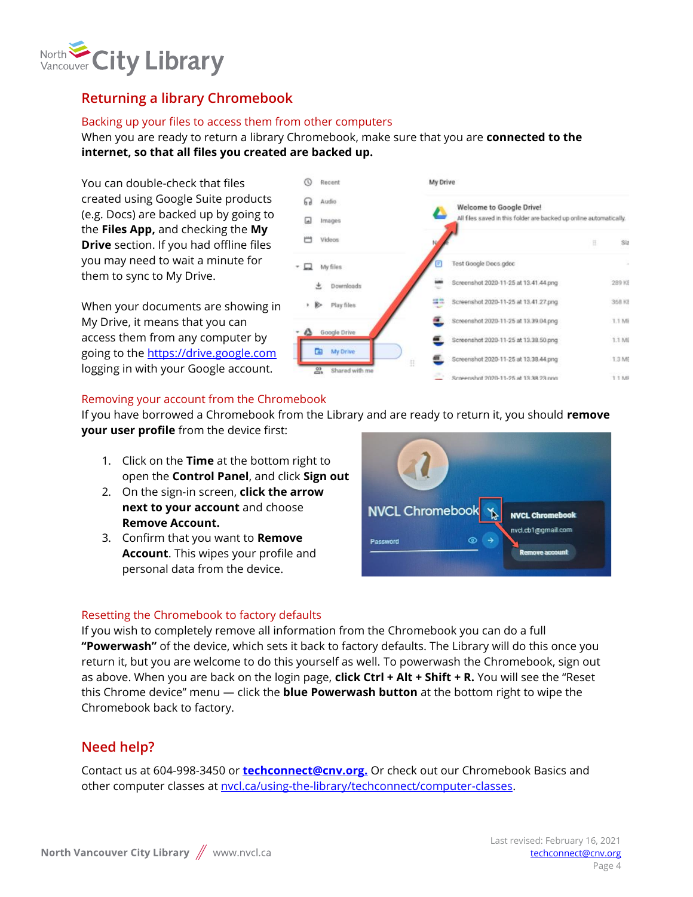# Returning a library Chromebook

## Backing up your files to access them from other computers

When you are ready to return a library Chromebook, make sure that you are **connected to the internet, so that all files you created are backed up.**

You can double-check that files created using Google Suite products (e.g. Docs) are backed up by going to the **Files App,** and checking the **My Drive** section. If you had offline files you may need to wait a minute for them to sync to My Drive.

When your documents are showing in My Drive, it means that you can access them from any computer by going to the https://drive.google.com logging in with your Google account.

## Removing your account from the Chromebook

If you have borrowed a Chromebook from the Library and are ready to return it, you should **remove your user profile** from the device first:

1. Click on the **Time** at the bottom right to open the **Control Panel**, and click **Sign out**
2. On the sign-in screen, **click the arrow next to your account** and choose **Remove Account.**
3. Confirm that you want to **Remove Account**. This wipes your profile and personal data from the device.

## Resetting the Chromebook to factory defaults

If you wish to completely remove all information from the Chromebook you can do a full **"Powerwash"** of the device, which sets it back to factory defaults. The Library will do this once you return it, but you are welcome to do this yourself as well. To powerwash the Chromebook, sign out as above. When you are back on the login page, **click Ctrl + Alt + Shift + R.** You will see the "Reset this Chrome device" menu — click the **blue Powerwash button** at the bottom right to wipe the Chromebook back to factory.

# Need help?

Contact us at 604-998-3450 or **techconnect@cnv.org.** Or check out our Chromebook Basics and other computer classes at nvcl.ca/using-the-library/techconnect/computer-classes.

Last revised: February 16, 2021